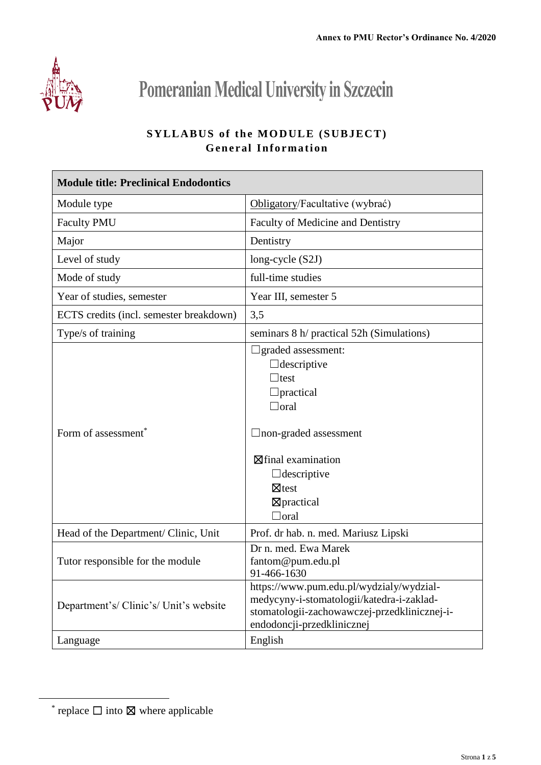Annex to PMU Rector's Ordinance No. 4/2020

# Pomeranian Medical University in Szczecin

## SYLLABUS of the MODULE (SUBJECT)
## General Information

| **Module title: Preclinical Endodontics** | |
|---|---|
| Module type | Obligatory/Facultative (wybrać) |
| Faculty PMU | Faculty of Medicine and Dentistry |
| Major | Dentistry |
| Level of study | long-cycle (S2J) |
| Mode of study | full-time studies |
| Year of studies, semester | Year III, semester 5 |
| ECTS credits (incl. semester breakdown) | 3,5 |
| Type/s of training | seminars 8 h/ practical 52h (Simulations) |
| Form of assessment* | ☐graded assessment:<br>☐descriptive<br>☐test<br>☐practical<br>☐oral<br><br>☐non-graded assessment<br><br>☒final examination<br>☐descriptive<br>☒test<br>☒practical<br>☐oral |
| Head of the Department/ Clinic, Unit | Prof. dr hab. n. med. Mariusz Lipski |
| Tutor responsible for the module | Dr n. med. Ewa Marek<br>fantom@pum.edu.pl<br>91-466-1630 |
| Department's/ Clinic's/ Unit's website | https://www.pum.edu.pl/wydzialy/wydzial-medycyny-i-stomatologii/katedra-i-zaklad-stomatologii-zachowawczej-przedklinicznej-i-endodoncji-przedklinicznej |
| Language | English |

* replace ☐ into ☒ where applicable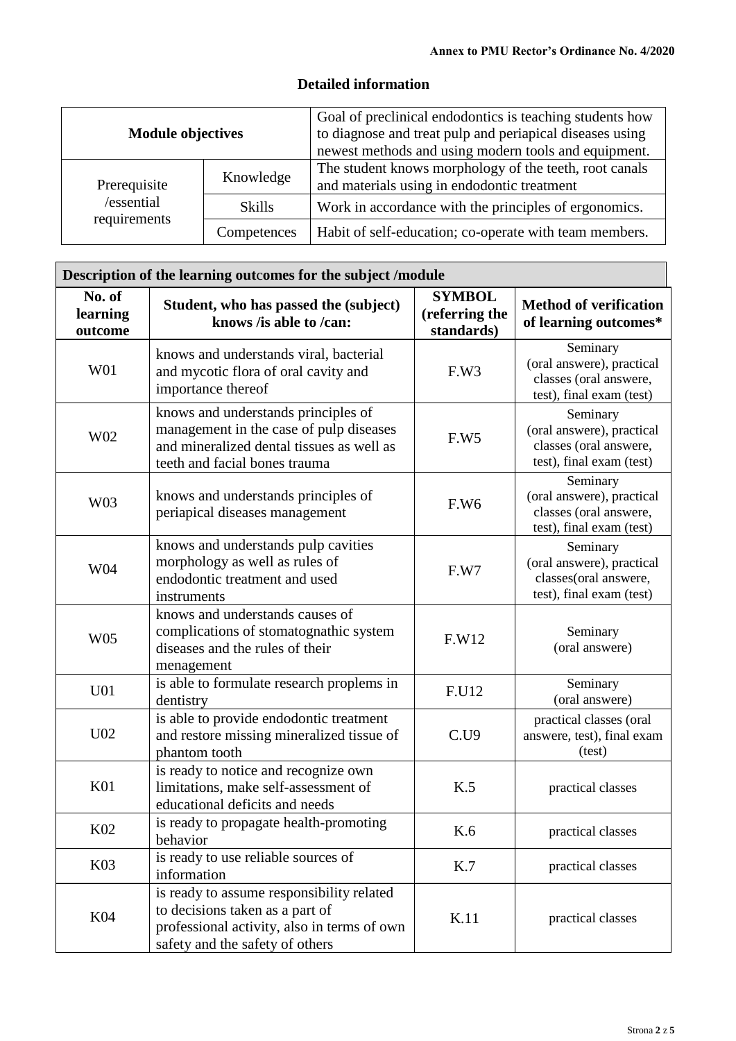Annex to PMU Rector's Ordinance No. 4/2020

## Detailed information

| Module objectives | | Goal of preclinical endodontics is teaching students how to diagnose and treat pulp and periapical diseases using newest methods and using modern tools and equipment. |
|---|---|---|
| Prerequisite /essential requirements | Knowledge | The student knows morphology of the teeth, root canals and materials using in endodontic treatment |
| | Skills | Work in accordance with the principles of ergonomics. |
| | Competences | Habit of self-education; co-operate with team members. |

**Description of the learning outcomes for the subject /module**

| No. of learning outcome | Student, who has passed the (subject) knows /is able to /can: | SYMBOL (referring the standards) | Method of verification of learning outcomes* |
|---|---|---|---|
| W01 | knows and understands viral, bacterial and mycotic flora of oral cavity and importance thereof | F.W3 | Seminary (oral answere), practical classes (oral answere, test), final exam (test) |
| W02 | knows and understands principles of management in the case of pulp diseases and mineralized dental tissues as well as teeth and facial bones trauma | F.W5 | Seminary (oral answere), practical classes (oral answere, test), final exam (test) |
| W03 | knows and understands principles of periapical diseases management | F.W6 | Seminary (oral answere), practical classes (oral answere, test), final exam (test) |
| W04 | knows and understands pulp cavities morphology as well as rules of endodontic treatment and used instruments | F.W7 | Seminary (oral answere), practical classes(oral answere, test), final exam (test) |
| W05 | knows and understands causes of complications of stomatognathic system diseases and the rules of their menagement | F.W12 | Seminary (oral answere) |
| U01 | is able to formulate research proplems in dentistry | F.U12 | Seminary (oral answere) |
| U02 | is able to provide endodontic treatment and restore missing mineralized tissue of phantom tooth | C.U9 | practical classes (oral answere, test), final exam (test) |
| K01 | is ready to notice and recognize own limitations, make self-assessment of educational deficits and needs | K.5 | practical classes |
| K02 | is ready to propagate health-promoting behavior | K.6 | practical classes |
| K03 | is ready to use reliable sources of information | K.7 | practical classes |
| K04 | is ready to assume responsibility related to decisions taken as a part of professional activity, also in terms of own safety and the safety of others | K.11 | practical classes |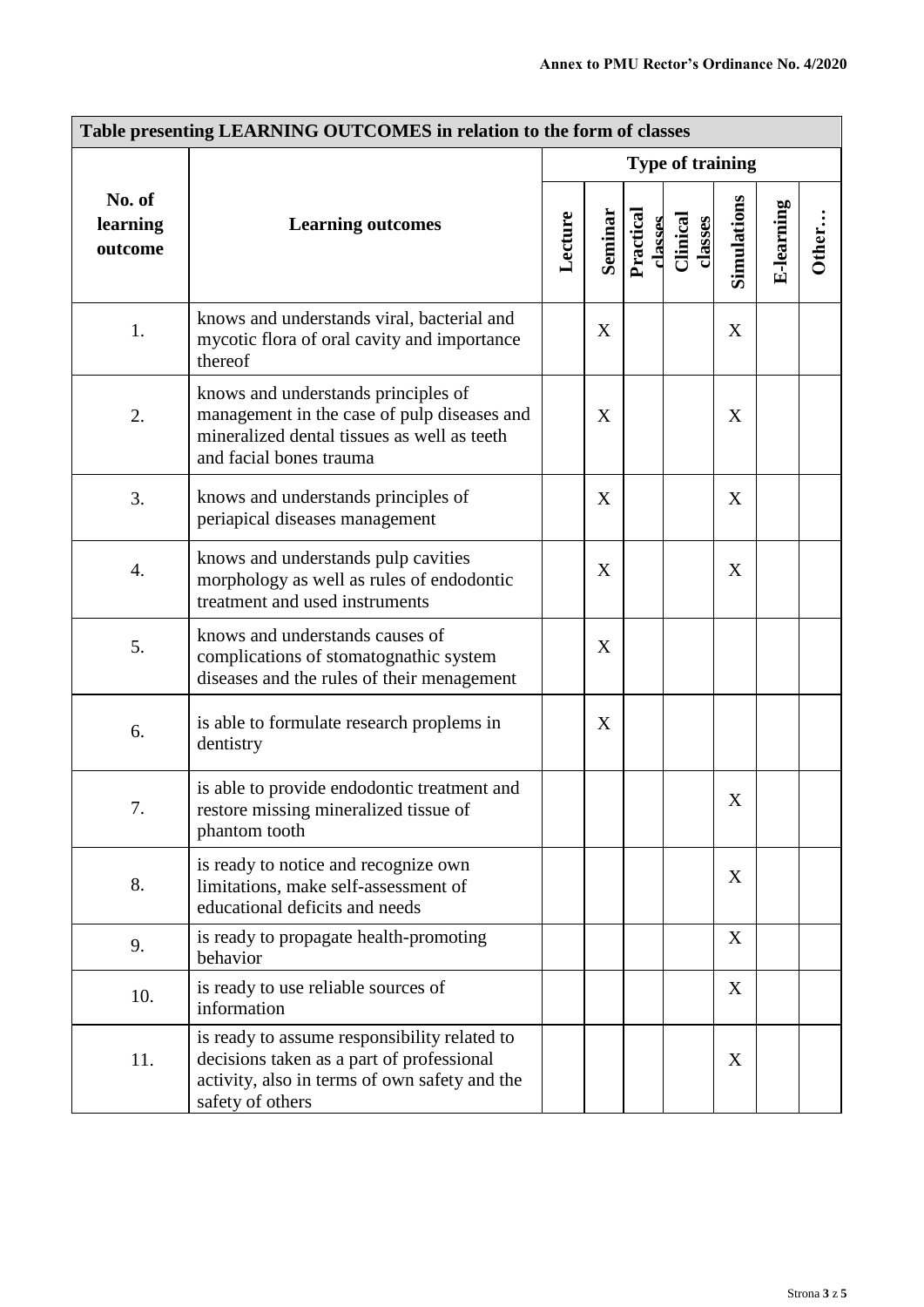Annex to PMU Rector's Ordinance No. 4/2020

| Table presenting LEARNING OUTCOMES in relation to the form of classes | | | | | | | | |
|---|---|---|---|---|---|---|---|---|
| No. of learning outcome | Learning outcomes | Type of training | | | | | | |
| | | Lecture | Seminar | Practical classes | Clinical classes | Simulations | E-learning | Other… |
| 1. | knows and understands viral, bacterial and mycotic flora of oral cavity and importance thereof | | X | | | X | | |
| 2. | knows and understands principles of management in the case of pulp diseases and mineralized dental tissues as well as teeth and facial bones trauma | | X | | | X | | |
| 3. | knows and understands principles of periapical diseases management | | X | | | X | | |
| 4. | knows and understands pulp cavities morphology as well as rules of endodontic treatment and used instruments | | X | | | X | | |
| 5. | knows and understands causes of complications of stomatognathic system diseases and the rules of their menagement | | X | | | | | |
| 6. | is able to formulate research proplems in dentistry | | X | | | | | |
| 7. | is able to provide endodontic treatment and restore missing mineralized tissue of phantom tooth | | | | | X | | |
| 8. | is ready to notice and recognize own limitations, make self-assessment of educational deficits and needs | | | | | X | | |
| 9. | is ready to propagate health-promoting behavior | | | | | X | | |
| 10. | is ready to use reliable sources of information | | | | | X | | |
| 11. | is ready to assume responsibility related to decisions taken as a part of professional activity, also in terms of own safety and the safety of others | | | | | X | | |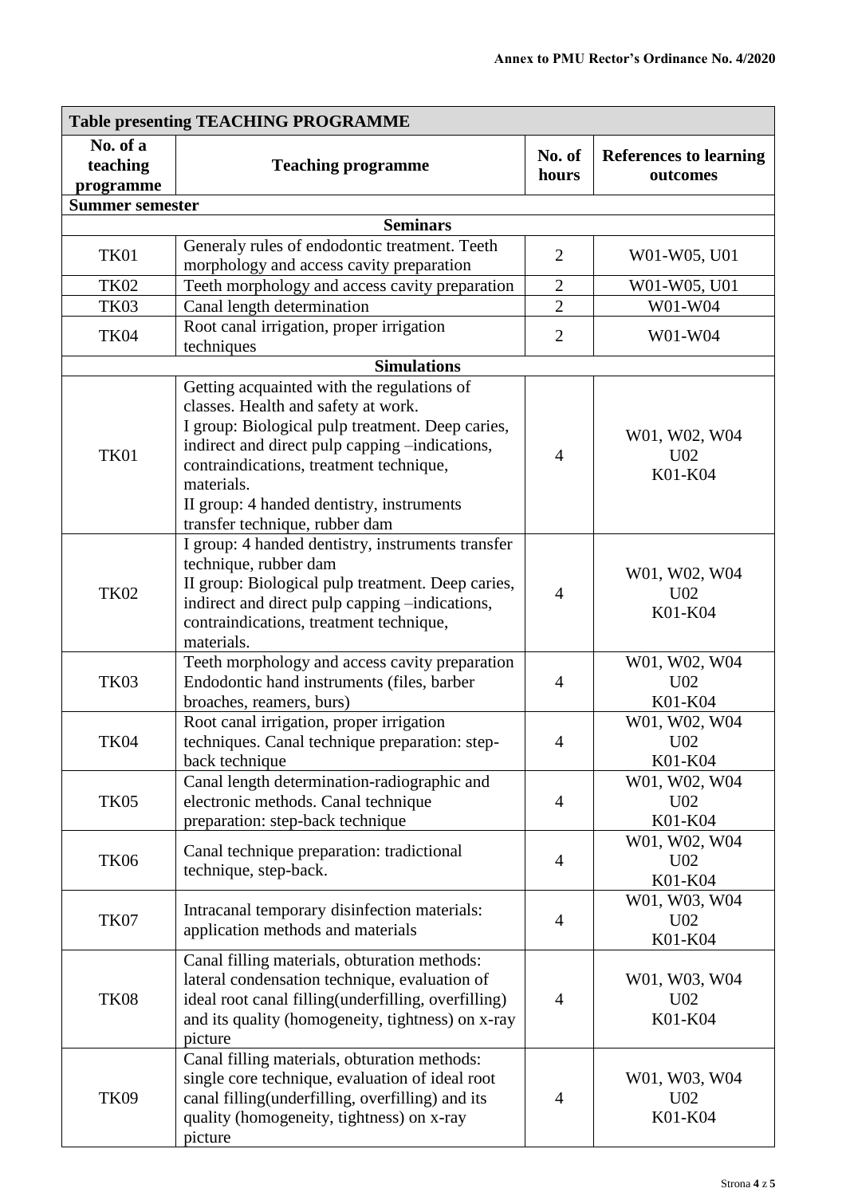| Table presenting TEACHING PROGRAMME | | | |
|---|---|---|---|
| **No. of a teaching programme** | **Teaching programme** | **No. of hours** | **References to learning outcomes** |
| **Summer semester** | | | |
| **Seminars** | | | |
| TK01 | Generaly rules of endodontic treatment. Teeth morphology and access cavity preparation | 2 | W01-W05, U01 |
| TK02 | Teeth morphology and access cavity preparation | 2 | W01-W05, U01 |
| TK03 | Canal length determination | 2 | W01-W04 |
| TK04 | Root canal irrigation, proper irrigation techniques | 2 | W01-W04 |
| **Simulations** | | | |
| TK01 | Getting acquainted with the regulations of classes. Health and safety at work. I group: Biological pulp treatment. Deep caries, indirect and direct pulp capping –indications, contraindications, treatment technique, materials. II group: 4 handed dentistry, instruments transfer technique, rubber dam | 4 | W01, W02, W04 U02 K01-K04 |
| TK02 | I group: 4 handed dentistry, instruments transfer technique, rubber dam II group: Biological pulp treatment. Deep caries, indirect and direct pulp capping –indications, contraindications, treatment technique, materials. | 4 | W01, W02, W04 U02 K01-K04 |
| TK03 | Teeth morphology and access cavity preparation Endodontic hand instruments (files, barber broaches, reamers, burs) | 4 | W01, W02, W04 U02 K01-K04 |
| TK04 | Root canal irrigation, proper irrigation techniques. Canal technique preparation: step-back technique | 4 | W01, W02, W04 U02 K01-K04 |
| TK05 | Canal length determination-radiographic and electronic methods. Canal technique preparation: step-back technique | 4 | W01, W02, W04 U02 K01-K04 |
| TK06 | Canal technique preparation: tradictional technique, step-back. | 4 | W01, W02, W04 U02 K01-K04 |
| TK07 | Intracanal temporary disinfection materials: application methods and materials | 4 | W01, W03, W04 U02 K01-K04 |
| TK08 | Canal filling materials, obturation methods: lateral condensation technique, evaluation of ideal root canal filling(underfilling, overfilling) and its quality (homogeneity, tightness) on x-ray picture | 4 | W01, W03, W04 U02 K01-K04 |
| TK09 | Canal filling materials, obturation methods: single core technique, evaluation of ideal root canal filling(underfilling, overfilling) and its quality (homogeneity, tightness) on x-ray picture | 4 | W01, W03, W04 U02 K01-K04 |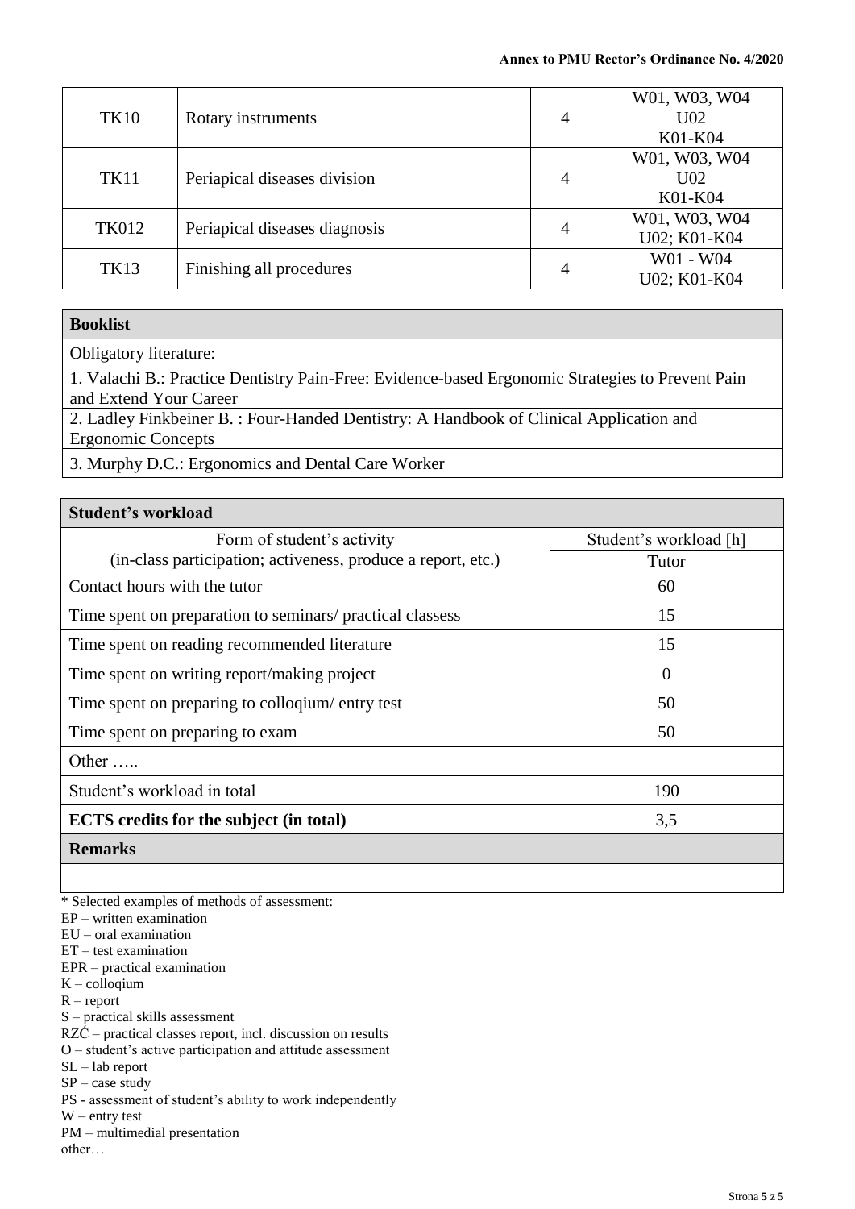| | | | |
|---|---|---|---|
| TK10 | Rotary instruments | 4 | W01, W03, W04 U02 K01-K04 |
| TK11 | Periapical diseases division | 4 | W01, W03, W04 U02 K01-K04 |
| TK012 | Periapical diseases diagnosis | 4 | W01, W03, W04 U02; K01-K04 |
| TK13 | Finishing all procedures | 4 | W01 - W04 U02; K01-K04 |

| **Booklist** |
|---|
| Obligatory literature: |
| 1. Valachi B.: Practice Dentistry Pain-Free: Evidence-based Ergonomic Strategies to Prevent Pain and Extend Your Career |
| 2. Ladley Finkbeiner B. : Four-Handed Dentistry: A Handbook of Clinical Application and Ergonomic Concepts |
| 3. Murphy D.C.: Ergonomics and Dental Care Worker |

| **Student's workload** | |
|---|---|
| Form of student's activity (in-class participation; activeness, produce a report, etc.) | Student's workload [h] |
| | Tutor |
| Contact hours with the tutor | 60 |
| Time spent on preparation to seminars/ practical classess | 15 |
| Time spent on reading recommended literature | 15 |
| Time spent on writing report/making project | 0 |
| Time spent on preparing to colloqium/ entry test | 50 |
| Time spent on preparing to exam | 50 |
| Other ….. | |
| Student's workload in total | 190 |
| **ECTS credits for the subject (in total)** | 3,5 |
| **Remarks** | |
| | |

\* Selected examples of methods of assessment:
EP – written examination
EU – oral examination
ET – test examination
EPR – practical examination
K – colloqium
R – report
S – practical skills assessment
RZĆ – practical classes report, incl. discussion on results
O – student's active participation and attitude assessment
SL – lab report
SP – case study
PS - assessment of student's ability to work independently
W – entry test
PM – multimedial presentation
other…